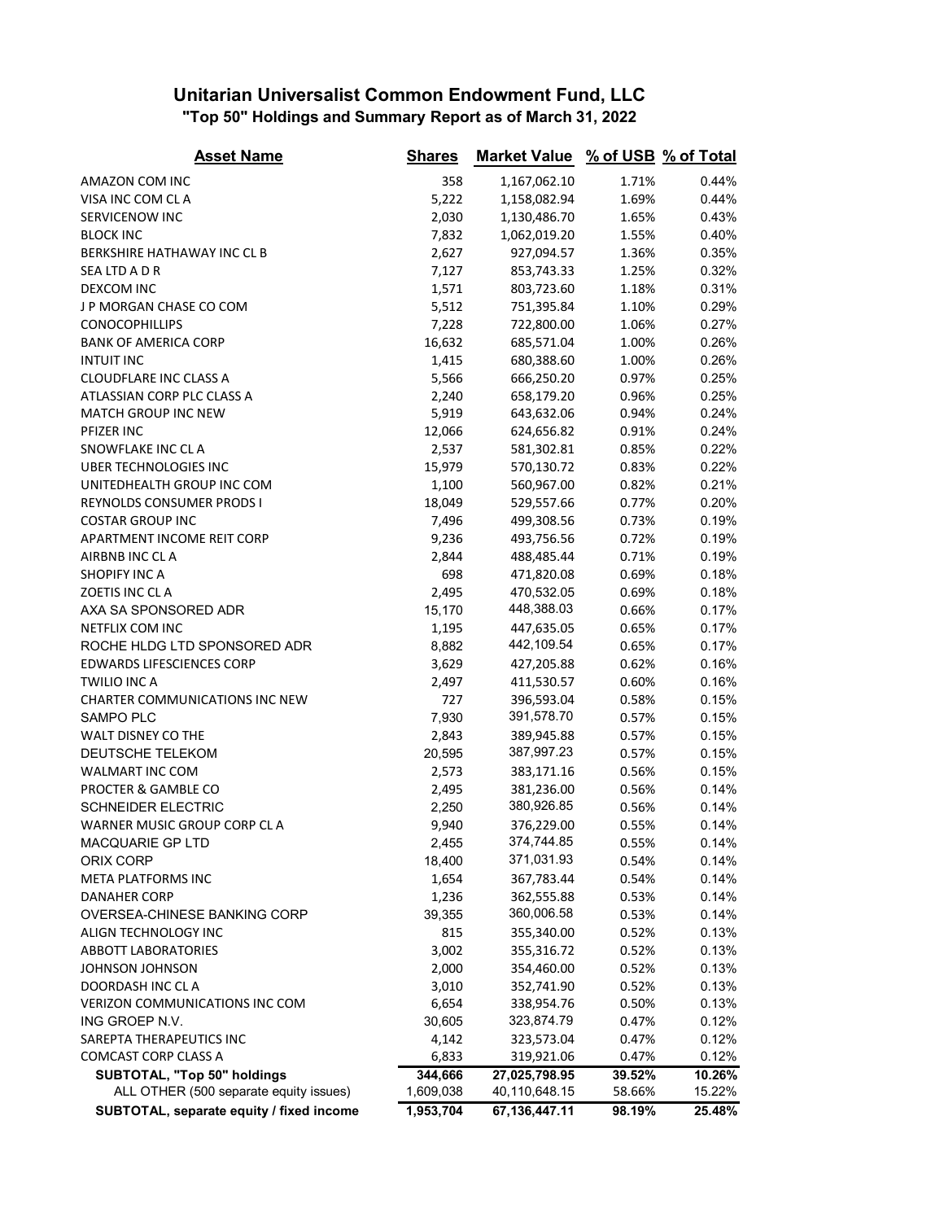# Unitarian Universalist Common Endowment Fund, LLC

## "Top 50" Holdings and Summary Report as of March 31, 2022

| Asset Name | Shares | Market Value | % of USB | % of Total |
|---|---|---|---|---|
| AMAZON COM INC | 358 | 1,167,062.10 | 1.71% | 0.44% |
| VISA INC COM CL A | 5,222 | 1,158,082.94 | 1.69% | 0.44% |
| SERVICENOW INC | 2,030 | 1,130,486.70 | 1.65% | 0.43% |
| BLOCK INC | 7,832 | 1,062,019.20 | 1.55% | 0.40% |
| BERKSHIRE HATHAWAY INC CL B | 2,627 | 927,094.57 | 1.36% | 0.35% |
| SEA LTD A D R | 7,127 | 853,743.33 | 1.25% | 0.32% |
| DEXCOM INC | 1,571 | 803,723.60 | 1.18% | 0.31% |
| J P MORGAN CHASE CO COM | 5,512 | 751,395.84 | 1.10% | 0.29% |
| CONOCOPHILLIPS | 7,228 | 722,800.00 | 1.06% | 0.27% |
| BANK OF AMERICA CORP | 16,632 | 685,571.04 | 1.00% | 0.26% |
| INTUIT INC | 1,415 | 680,388.60 | 1.00% | 0.26% |
| CLOUDFLARE INC CLASS A | 5,566 | 666,250.20 | 0.97% | 0.25% |
| ATLASSIAN CORP PLC CLASS A | 2,240 | 658,179.20 | 0.96% | 0.25% |
| MATCH GROUP INC NEW | 5,919 | 643,632.06 | 0.94% | 0.24% |
| PFIZER INC | 12,066 | 624,656.82 | 0.91% | 0.24% |
| SNOWFLAKE INC CL A | 2,537 | 581,302.81 | 0.85% | 0.22% |
| UBER TECHNOLOGIES INC | 15,979 | 570,130.72 | 0.83% | 0.22% |
| UNITEDHEALTH GROUP INC COM | 1,100 | 560,967.00 | 0.82% | 0.21% |
| REYNOLDS CONSUMER PRODS I | 18,049 | 529,557.66 | 0.77% | 0.20% |
| COSTAR GROUP INC | 7,496 | 499,308.56 | 0.73% | 0.19% |
| APARTMENT INCOME REIT CORP | 9,236 | 493,756.56 | 0.72% | 0.19% |
| AIRBNB INC CL A | 2,844 | 488,485.44 | 0.71% | 0.19% |
| SHOPIFY INC A | 698 | 471,820.08 | 0.69% | 0.18% |
| ZOETIS INC CL A | 2,495 | 470,532.05 | 0.69% | 0.18% |
| AXA SA SPONSORED ADR | 15,170 | 448,388.03 | 0.66% | 0.17% |
| NETFLIX COM INC | 1,195 | 447,635.05 | 0.65% | 0.17% |
| ROCHE HLDG LTD SPONSORED ADR | 8,882 | 442,109.54 | 0.65% | 0.17% |
| EDWARDS LIFESCIENCES CORP | 3,629 | 427,205.88 | 0.62% | 0.16% |
| TWILIO INC A | 2,497 | 411,530.57 | 0.60% | 0.16% |
| CHARTER COMMUNICATIONS INC NEW | 727 | 396,593.04 | 0.58% | 0.15% |
| SAMPO PLC | 7,930 | 391,578.70 | 0.57% | 0.15% |
| WALT DISNEY CO THE | 2,843 | 389,945.88 | 0.57% | 0.15% |
| DEUTSCHE TELEKOM | 20,595 | 387,997.23 | 0.57% | 0.15% |
| WALMART INC COM | 2,573 | 383,171.16 | 0.56% | 0.15% |
| PROCTER & GAMBLE CO | 2,495 | 381,236.00 | 0.56% | 0.14% |
| SCHNEIDER ELECTRIC | 2,250 | 380,926.85 | 0.56% | 0.14% |
| WARNER MUSIC GROUP CORP CL A | 9,940 | 376,229.00 | 0.55% | 0.14% |
| MACQUARIE GP LTD | 2,455 | 374,744.85 | 0.55% | 0.14% |
| ORIX CORP | 18,400 | 371,031.93 | 0.54% | 0.14% |
| META PLATFORMS INC | 1,654 | 367,783.44 | 0.54% | 0.14% |
| DANAHER CORP | 1,236 | 362,555.88 | 0.53% | 0.14% |
| OVERSEA-CHINESE BANKING CORP | 39,355 | 360,006.58 | 0.53% | 0.14% |
| ALIGN TECHNOLOGY INC | 815 | 355,340.00 | 0.52% | 0.13% |
| ABBOTT LABORATORIES | 3,002 | 355,316.72 | 0.52% | 0.13% |
| JOHNSON JOHNSON | 2,000 | 354,460.00 | 0.52% | 0.13% |
| DOORDASH INC CL A | 3,010 | 352,741.90 | 0.52% | 0.13% |
| VERIZON COMMUNICATIONS INC COM | 6,654 | 338,954.76 | 0.50% | 0.13% |
| ING GROEP N.V. | 30,605 | 323,874.79 | 0.47% | 0.12% |
| SAREPTA THERAPEUTICS INC | 4,142 | 323,573.04 | 0.47% | 0.12% |
| COMCAST CORP CLASS A | 6,833 | 319,921.06 | 0.47% | 0.12% |
| **SUBTOTAL, "Top 50" holdings** | **344,666** | **27,025,798.95** | **39.52%** | **10.26%** |
| ALL OTHER (500 separate equity issues) | 1,609,038 | 40,110,648.15 | 58.66% | 15.22% |
| **SUBTOTAL, separate equity / fixed income** | **1,953,704** | **67,136,447.11** | **98.19%** | **25.48%** |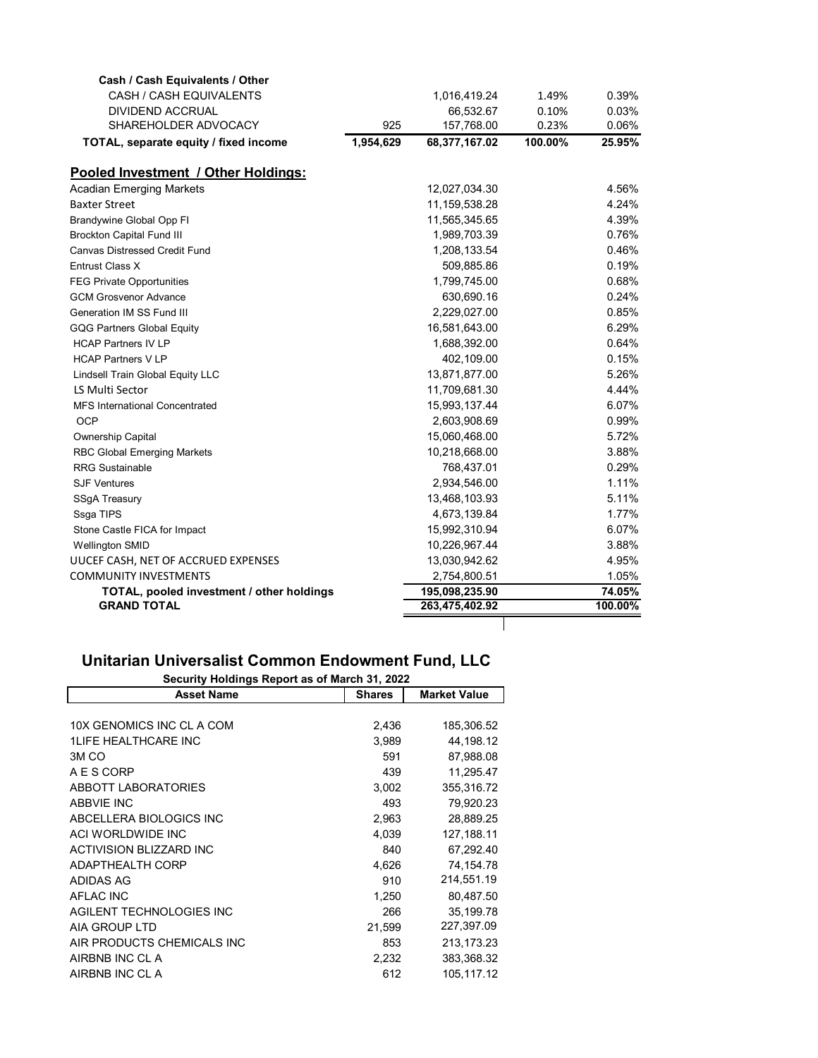| | | | | |
|---|---|---|---|---|
| **Cash / Cash Equivalents / Other** | | | | |
| CASH / CASH EQUIVALENTS | | 1,016,419.24 | 1.49% | 0.39% |
| DIVIDEND ACCRUAL | | 66,532.67 | 0.10% | 0.03% |
| SHAREHOLDER ADVOCACY | 925 | 157,768.00 | 0.23% | 0.06% |
| **TOTAL, separate equity / fixed income** | **1,954,629** | **68,377,167.02** | **100.00%** | **25.95%** |
| **Pooled Investment / Other Holdings:** | | | | |
| Acadian Emerging Markets | | 12,027,034.30 | | 4.56% |
| Baxter Street | | 11,159,538.28 | | 4.24% |
| Brandywine Global Opp FI | | 11,565,345.65 | | 4.39% |
| Brockton Capital Fund III | | 1,989,703.39 | | 0.76% |
| Canvas Distressed Credit Fund | | 1,208,133.54 | | 0.46% |
| Entrust Class X | | 509,885.86 | | 0.19% |
| FEG Private Opportunities | | 1,799,745.00 | | 0.68% |
| GCM Grosvenor Advance | | 630,690.16 | | 0.24% |
| Generation IM SS Fund III | | 2,229,027.00 | | 0.85% |
| GQG Partners Global Equity | | 16,581,643.00 | | 6.29% |
| HCAP Partners IV LP | | 1,688,392.00 | | 0.64% |
| HCAP Partners V LP | | 402,109.00 | | 0.15% |
| Lindsell Train Global Equity LLC | | 13,871,877.00 | | 5.26% |
| LS Multi Sector | | 11,709,681.30 | | 4.44% |
| MFS International Concentrated | | 15,993,137.44 | | 6.07% |
| OCP | | 2,603,908.69 | | 0.99% |
| Ownership Capital | | 15,060,468.00 | | 5.72% |
| RBC Global Emerging Markets | | 10,218,668.00 | | 3.88% |
| RRG Sustainable | | 768,437.01 | | 0.29% |
| SJF Ventures | | 2,934,546.00 | | 1.11% |
| SSgA Treasury | | 13,468,103.93 | | 5.11% |
| Ssga TIPS | | 4,673,139.84 | | 1.77% |
| Stone Castle FICA for Impact | | 15,992,310.94 | | 6.07% |
| Wellington SMID | | 10,226,967.44 | | 3.88% |
| UUCEF CASH, NET OF ACCRUED EXPENSES | | 13,030,942.62 | | 4.95% |
| COMMUNITY INVESTMENTS | | 2,754,800.51 | | 1.05% |
| **TOTAL, pooled investment / other holdings** | | **195,098,235.90** | | **74.05%** |
| **GRAND TOTAL** | | **263,475,402.92** | | **100.00%** |

## Unitarian Universalist Common Endowment Fund, LLC

**Security Holdings Report as of March 31, 2022**

| Asset Name | Shares | Market Value |
|---|---|---|
| 10X GENOMICS INC CL A COM | 2,436 | 185,306.52 |
| 1LIFE HEALTHCARE INC | 3,989 | 44,198.12 |
| 3M CO | 591 | 87,988.08 |
| A E S CORP | 439 | 11,295.47 |
| ABBOTT LABORATORIES | 3,002 | 355,316.72 |
| ABBVIE INC | 493 | 79,920.23 |
| ABCELLERA BIOLOGICS INC | 2,963 | 28,889.25 |
| ACI WORLDWIDE INC | 4,039 | 127,188.11 |
| ACTIVISION BLIZZARD INC | 840 | 67,292.40 |
| ADAPTHEALTH CORP | 4,626 | 74,154.78 |
| ADIDAS AG | 910 | 214,551.19 |
| AFLAC INC | 1,250 | 80,487.50 |
| AGILENT TECHNOLOGIES INC | 266 | 35,199.78 |
| AIA GROUP LTD | 21,599 | 227,397.09 |
| AIR PRODUCTS CHEMICALS INC | 853 | 213,173.23 |
| AIRBNB INC CL A | 2,232 | 383,368.32 |
| AIRBNB INC CL A | 612 | 105,117.12 |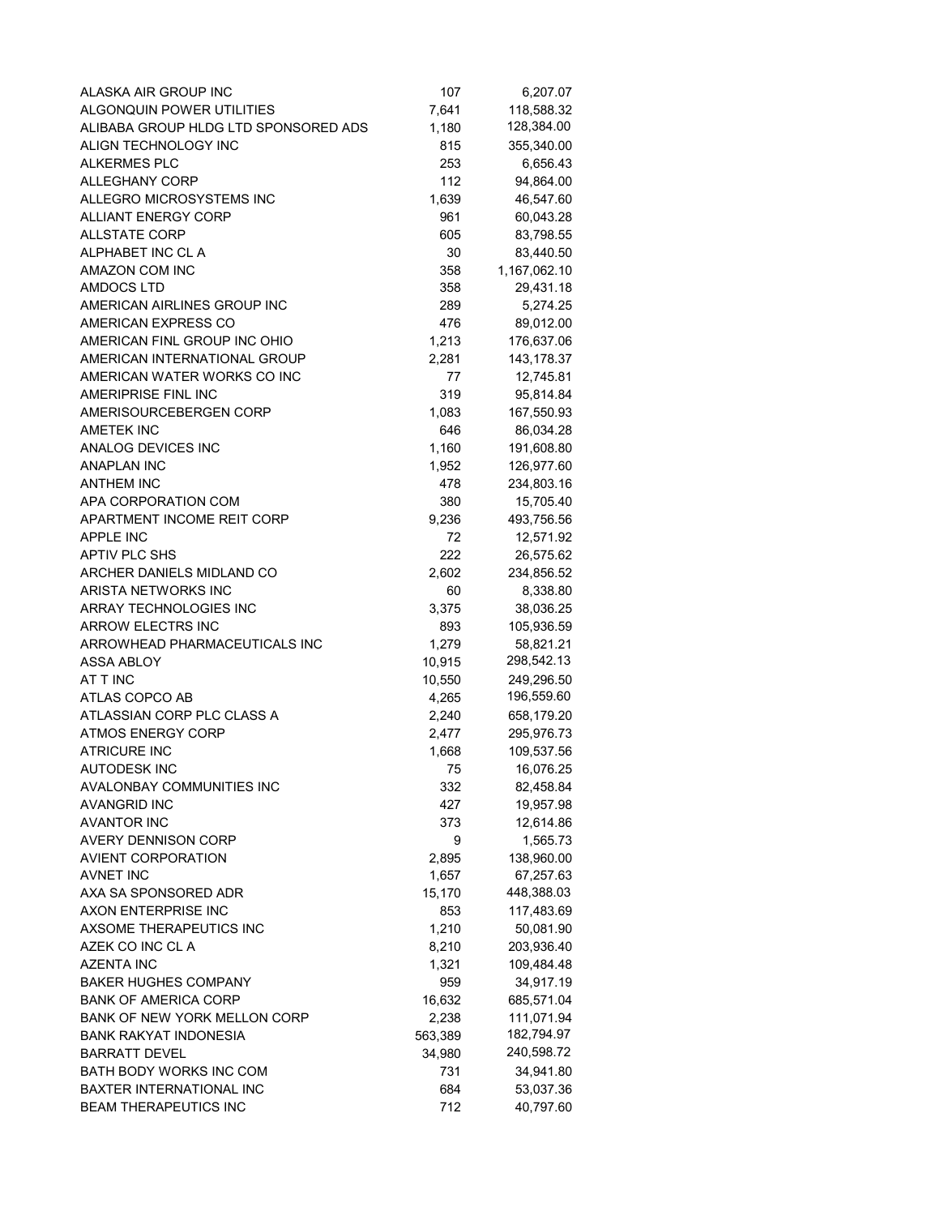| | | |
|---|---|---|
| ALASKA AIR GROUP INC | 107 | 6,207.07 |
| ALGONQUIN POWER UTILITIES | 7,641 | 118,588.32 |
| ALIBABA GROUP HLDG LTD SPONSORED ADS | 1,180 | 128,384.00 |
| ALIGN TECHNOLOGY INC | 815 | 355,340.00 |
| ALKERMES PLC | 253 | 6,656.43 |
| ALLEGHANY CORP | 112 | 94,864.00 |
| ALLEGRO MICROSYSTEMS INC | 1,639 | 46,547.60 |
| ALLIANT ENERGY CORP | 961 | 60,043.28 |
| ALLSTATE CORP | 605 | 83,798.55 |
| ALPHABET INC CL A | 30 | 83,440.50 |
| AMAZON COM INC | 358 | 1,167,062.10 |
| AMDOCS LTD | 358 | 29,431.18 |
| AMERICAN AIRLINES GROUP INC | 289 | 5,274.25 |
| AMERICAN EXPRESS CO | 476 | 89,012.00 |
| AMERICAN FINL GROUP INC OHIO | 1,213 | 176,637.06 |
| AMERICAN INTERNATIONAL GROUP | 2,281 | 143,178.37 |
| AMERICAN WATER WORKS CO INC | 77 | 12,745.81 |
| AMERIPRISE FINL INC | 319 | 95,814.84 |
| AMERISOURCEBERGEN CORP | 1,083 | 167,550.93 |
| AMETEK INC | 646 | 86,034.28 |
| ANALOG DEVICES INC | 1,160 | 191,608.80 |
| ANAPLAN INC | 1,952 | 126,977.60 |
| ANTHEM INC | 478 | 234,803.16 |
| APA CORPORATION COM | 380 | 15,705.40 |
| APARTMENT INCOME REIT CORP | 9,236 | 493,756.56 |
| APPLE INC | 72 | 12,571.92 |
| APTIV PLC SHS | 222 | 26,575.62 |
| ARCHER DANIELS MIDLAND CO | 2,602 | 234,856.52 |
| ARISTA NETWORKS INC | 60 | 8,338.80 |
| ARRAY TECHNOLOGIES INC | 3,375 | 38,036.25 |
| ARROW ELECTRS INC | 893 | 105,936.59 |
| ARROWHEAD PHARMACEUTICALS INC | 1,279 | 58,821.21 |
| ASSA ABLOY | 10,915 | 298,542.13 |
| AT T INC | 10,550 | 249,296.50 |
| ATLAS COPCO AB | 4,265 | 196,559.60 |
| ATLASSIAN CORP PLC CLASS A | 2,240 | 658,179.20 |
| ATMOS ENERGY CORP | 2,477 | 295,976.73 |
| ATRICURE INC | 1,668 | 109,537.56 |
| AUTODESK INC | 75 | 16,076.25 |
| AVALONBAY COMMUNITIES INC | 332 | 82,458.84 |
| AVANGRID INC | 427 | 19,957.98 |
| AVANTOR INC | 373 | 12,614.86 |
| AVERY DENNISON CORP | 9 | 1,565.73 |
| AVIENT CORPORATION | 2,895 | 138,960.00 |
| AVNET INC | 1,657 | 67,257.63 |
| AXA SA SPONSORED ADR | 15,170 | 448,388.03 |
| AXON ENTERPRISE INC | 853 | 117,483.69 |
| AXSOME THERAPEUTICS INC | 1,210 | 50,081.90 |
| AZEK CO INC CL A | 8,210 | 203,936.40 |
| AZENTA INC | 1,321 | 109,484.48 |
| BAKER HUGHES COMPANY | 959 | 34,917.19 |
| BANK OF AMERICA CORP | 16,632 | 685,571.04 |
| BANK OF NEW YORK MELLON CORP | 2,238 | 111,071.94 |
| BANK RAKYAT INDONESIA | 563,389 | 182,794.97 |
| BARRATT DEVEL | 34,980 | 240,598.72 |
| BATH BODY WORKS INC COM | 731 | 34,941.80 |
| BAXTER INTERNATIONAL INC | 684 | 53,037.36 |
| BEAM THERAPEUTICS INC | 712 | 40,797.60 |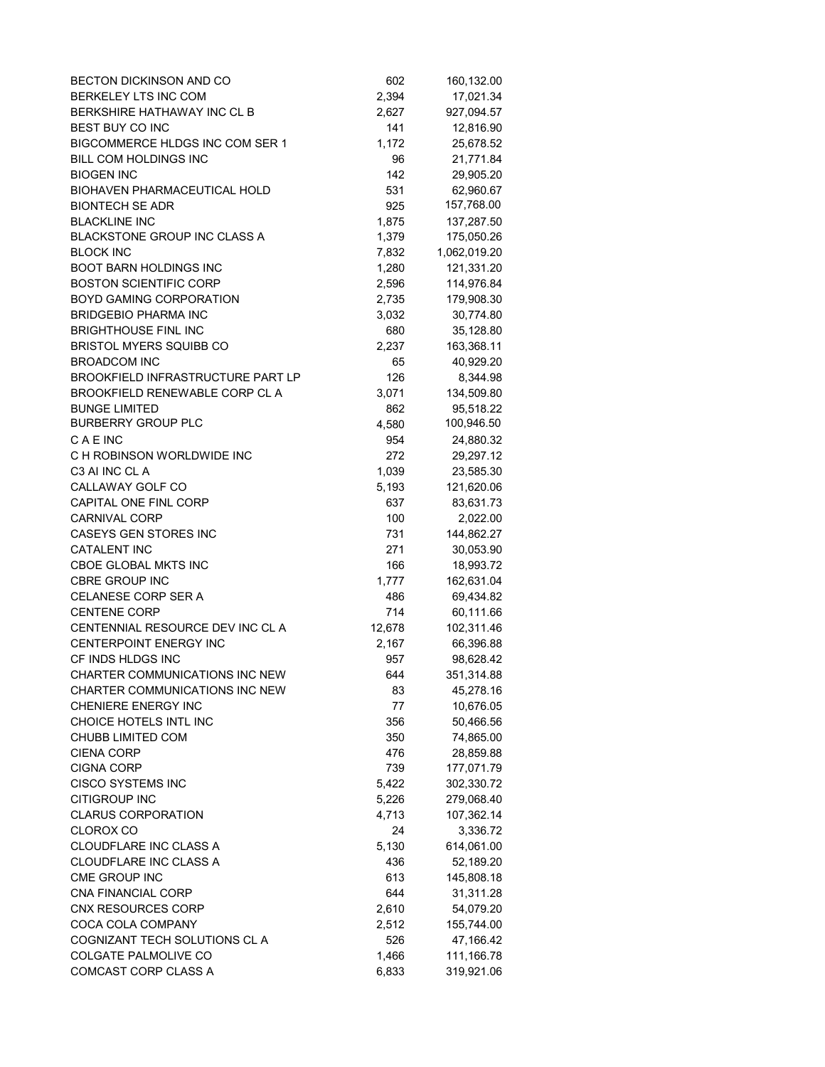| | | |
|---|---|---|
| BECTON DICKINSON AND CO | 602 | 160,132.00 |
| BERKELEY LTS INC COM | 2,394 | 17,021.34 |
| BERKSHIRE HATHAWAY INC CL B | 2,627 | 927,094.57 |
| BEST BUY CO INC | 141 | 12,816.90 |
| BIGCOMMERCE HLDGS INC COM SER 1 | 1,172 | 25,678.52 |
| BILL COM HOLDINGS INC | 96 | 21,771.84 |
| BIOGEN INC | 142 | 29,905.20 |
| BIOHAVEN PHARMACEUTICAL HOLD | 531 | 62,960.67 |
| BIONTECH SE ADR | 925 | 157,768.00 |
| BLACKLINE INC | 1,875 | 137,287.50 |
| BLACKSTONE GROUP INC CLASS A | 1,379 | 175,050.26 |
| BLOCK INC | 7,832 | 1,062,019.20 |
| BOOT BARN HOLDINGS INC | 1,280 | 121,331.20 |
| BOSTON SCIENTIFIC CORP | 2,596 | 114,976.84 |
| BOYD GAMING CORPORATION | 2,735 | 179,908.30 |
| BRIDGEBIO PHARMA INC | 3,032 | 30,774.80 |
| BRIGHTHOUSE FINL INC | 680 | 35,128.80 |
| BRISTOL MYERS SQUIBB CO | 2,237 | 163,368.11 |
| BROADCOM INC | 65 | 40,929.20 |
| BROOKFIELD INFRASTRUCTURE PART LP | 126 | 8,344.98 |
| BROOKFIELD RENEWABLE CORP CL A | 3,071 | 134,509.80 |
| BUNGE LIMITED | 862 | 95,518.22 |
| BURBERRY GROUP PLC | 4,580 | 100,946.50 |
| C A E INC | 954 | 24,880.32 |
| C H ROBINSON WORLDWIDE INC | 272 | 29,297.12 |
| C3 AI INC CL A | 1,039 | 23,585.30 |
| CALLAWAY GOLF CO | 5,193 | 121,620.06 |
| CAPITAL ONE FINL CORP | 637 | 83,631.73 |
| CARNIVAL CORP | 100 | 2,022.00 |
| CASEYS GEN STORES INC | 731 | 144,862.27 |
| CATALENT INC | 271 | 30,053.90 |
| CBOE GLOBAL MKTS INC | 166 | 18,993.72 |
| CBRE GROUP INC | 1,777 | 162,631.04 |
| CELANESE CORP SER A | 486 | 69,434.82 |
| CENTENE CORP | 714 | 60,111.66 |
| CENTENNIAL RESOURCE DEV INC CL A | 12,678 | 102,311.46 |
| CENTERPOINT ENERGY INC | 2,167 | 66,396.88 |
| CF INDS HLDGS INC | 957 | 98,628.42 |
| CHARTER COMMUNICATIONS INC NEW | 644 | 351,314.88 |
| CHARTER COMMUNICATIONS INC NEW | 83 | 45,278.16 |
| CHENIERE ENERGY INC | 77 | 10,676.05 |
| CHOICE HOTELS INTL INC | 356 | 50,466.56 |
| CHUBB LIMITED COM | 350 | 74,865.00 |
| CIENA CORP | 476 | 28,859.88 |
| CIGNA CORP | 739 | 177,071.79 |
| CISCO SYSTEMS INC | 5,422 | 302,330.72 |
| CITIGROUP INC | 5,226 | 279,068.40 |
| CLARUS CORPORATION | 4,713 | 107,362.14 |
| CLOROX CO | 24 | 3,336.72 |
| CLOUDFLARE INC CLASS A | 5,130 | 614,061.00 |
| CLOUDFLARE INC CLASS A | 436 | 52,189.20 |
| CME GROUP INC | 613 | 145,808.18 |
| CNA FINANCIAL CORP | 644 | 31,311.28 |
| CNX RESOURCES CORP | 2,610 | 54,079.20 |
| COCA COLA COMPANY | 2,512 | 155,744.00 |
| COGNIZANT TECH SOLUTIONS CL A | 526 | 47,166.42 |
| COLGATE PALMOLIVE CO | 1,466 | 111,166.78 |
| COMCAST CORP CLASS A | 6,833 | 319,921.06 |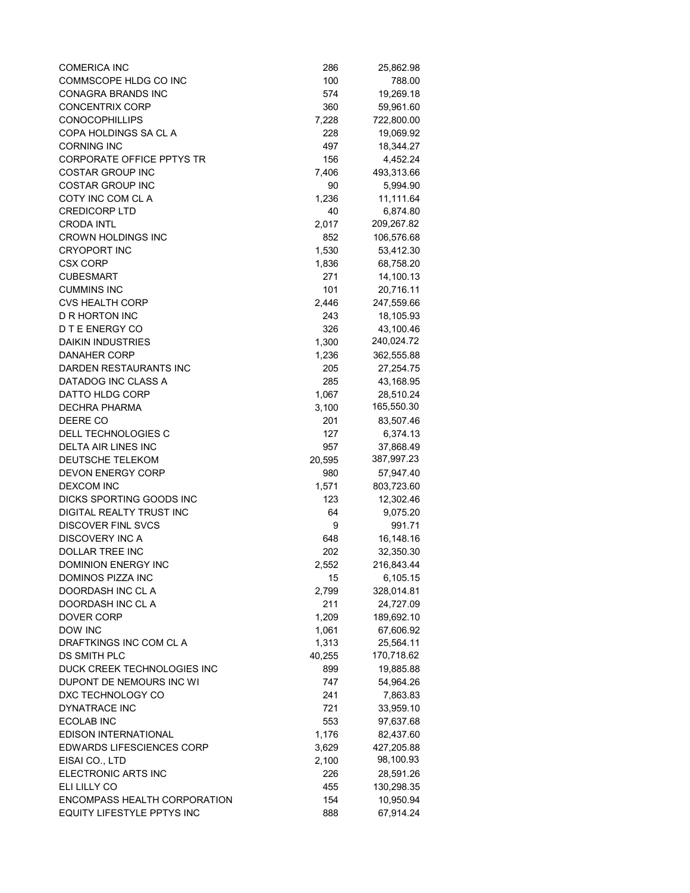| | | |
|---|---|---|
| COMERICA INC | 286 | 25,862.98 |
| COMMSCOPE HLDG CO INC | 100 | 788.00 |
| CONAGRA BRANDS INC | 574 | 19,269.18 |
| CONCENTRIX CORP | 360 | 59,961.60 |
| CONOCOPHILLIPS | 7,228 | 722,800.00 |
| COPA HOLDINGS SA CL A | 228 | 19,069.92 |
| CORNING INC | 497 | 18,344.27 |
| CORPORATE OFFICE PPTYS TR | 156 | 4,452.24 |
| COSTAR GROUP INC | 7,406 | 493,313.66 |
| COSTAR GROUP INC | 90 | 5,994.90 |
| COTY INC COM CL A | 1,236 | 11,111.64 |
| CREDICORP LTD | 40 | 6,874.80 |
| CRODA INTL | 2,017 | 209,267.82 |
| CROWN HOLDINGS INC | 852 | 106,576.68 |
| CRYOPORT INC | 1,530 | 53,412.30 |
| CSX CORP | 1,836 | 68,758.20 |
| CUBESMART | 271 | 14,100.13 |
| CUMMINS INC | 101 | 20,716.11 |
| CVS HEALTH CORP | 2,446 | 247,559.66 |
| D R HORTON INC | 243 | 18,105.93 |
| D T E ENERGY CO | 326 | 43,100.46 |
| DAIKIN INDUSTRIES | 1,300 | 240,024.72 |
| DANAHER CORP | 1,236 | 362,555.88 |
| DARDEN RESTAURANTS INC | 205 | 27,254.75 |
| DATADOG INC CLASS A | 285 | 43,168.95 |
| DATTO HLDG CORP | 1,067 | 28,510.24 |
| DECHRA PHARMA | 3,100 | 165,550.30 |
| DEERE CO | 201 | 83,507.46 |
| DELL TECHNOLOGIES C | 127 | 6,374.13 |
| DELTA AIR LINES INC | 957 | 37,868.49 |
| DEUTSCHE TELEKOM | 20,595 | 387,997.23 |
| DEVON ENERGY CORP | 980 | 57,947.40 |
| DEXCOM INC | 1,571 | 803,723.60 |
| DICKS SPORTING GOODS INC | 123 | 12,302.46 |
| DIGITAL REALTY TRUST INC | 64 | 9,075.20 |
| DISCOVER FINL SVCS | 9 | 991.71 |
| DISCOVERY INC A | 648 | 16,148.16 |
| DOLLAR TREE INC | 202 | 32,350.30 |
| DOMINION ENERGY INC | 2,552 | 216,843.44 |
| DOMINOS PIZZA INC | 15 | 6,105.15 |
| DOORDASH INC CL A | 2,799 | 328,014.81 |
| DOORDASH INC CL A | 211 | 24,727.09 |
| DOVER CORP | 1,209 | 189,692.10 |
| DOW INC | 1,061 | 67,606.92 |
| DRAFTKINGS INC COM CL A | 1,313 | 25,564.11 |
| DS SMITH PLC | 40,255 | 170,718.62 |
| DUCK CREEK TECHNOLOGIES INC | 899 | 19,885.88 |
| DUPONT DE NEMOURS INC WI | 747 | 54,964.26 |
| DXC TECHNOLOGY CO | 241 | 7,863.83 |
| DYNATRACE INC | 721 | 33,959.10 |
| ECOLAB INC | 553 | 97,637.68 |
| EDISON INTERNATIONAL | 1,176 | 82,437.60 |
| EDWARDS LIFESCIENCES CORP | 3,629 | 427,205.88 |
| EISAI CO., LTD | 2,100 | 98,100.93 |
| ELECTRONIC ARTS INC | 226 | 28,591.26 |
| ELI LILLY CO | 455 | 130,298.35 |
| ENCOMPASS HEALTH CORPORATION | 154 | 10,950.94 |
| EQUITY LIFESTYLE PPTYS INC | 888 | 67,914.24 |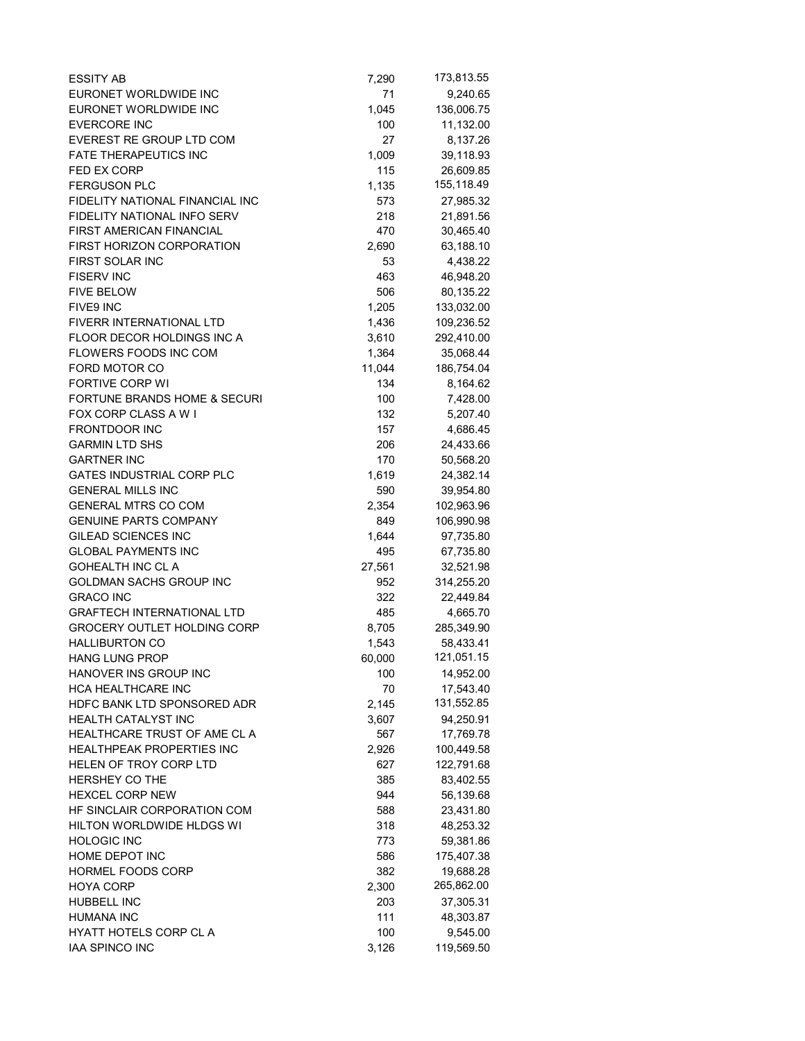| | | |
|---|---|---|
| ESSITY AB | 7,290 | 173,813.55 |
| EURONET WORLDWIDE INC | 71 | 9,240.65 |
| EURONET WORLDWIDE INC | 1,045 | 136,006.75 |
| EVERCORE INC | 100 | 11,132.00 |
| EVEREST RE GROUP LTD COM | 27 | 8,137.26 |
| FATE THERAPEUTICS INC | 1,009 | 39,118.93 |
| FED EX CORP | 115 | 26,609.85 |
| FERGUSON PLC | 1,135 | 155,118.49 |
| FIDELITY NATIONAL FINANCIAL INC | 573 | 27,985.32 |
| FIDELITY NATIONAL INFO SERV | 218 | 21,891.56 |
| FIRST AMERICAN FINANCIAL | 470 | 30,465.40 |
| FIRST HORIZON CORPORATION | 2,690 | 63,188.10 |
| FIRST SOLAR INC | 53 | 4,438.22 |
| FISERV INC | 463 | 46,948.20 |
| FIVE BELOW | 506 | 80,135.22 |
| FIVE9 INC | 1,205 | 133,032.00 |
| FIVERR INTERNATIONAL LTD | 1,436 | 109,236.52 |
| FLOOR DECOR HOLDINGS INC A | 3,610 | 292,410.00 |
| FLOWERS FOODS INC COM | 1,364 | 35,068.44 |
| FORD MOTOR CO | 11,044 | 186,754.04 |
| FORTIVE CORP WI | 134 | 8,164.62 |
| FORTUNE BRANDS HOME & SECURI | 100 | 7,428.00 |
| FOX CORP CLASS A W I | 132 | 5,207.40 |
| FRONTDOOR INC | 157 | 4,686.45 |
| GARMIN LTD SHS | 206 | 24,433.66 |
| GARTNER INC | 170 | 50,568.20 |
| GATES INDUSTRIAL CORP PLC | 1,619 | 24,382.14 |
| GENERAL MILLS INC | 590 | 39,954.80 |
| GENERAL MTRS CO COM | 2,354 | 102,963.96 |
| GENUINE PARTS COMPANY | 849 | 106,990.98 |
| GILEAD SCIENCES INC | 1,644 | 97,735.80 |
| GLOBAL PAYMENTS INC | 495 | 67,735.80 |
| GOHEALTH INC CL A | 27,561 | 32,521.98 |
| GOLDMAN SACHS GROUP INC | 952 | 314,255.20 |
| GRACO INC | 322 | 22,449.84 |
| GRAFTECH INTERNATIONAL LTD | 485 | 4,665.70 |
| GROCERY OUTLET HOLDING CORP | 8,705 | 285,349.90 |
| HALLIBURTON CO | 1,543 | 58,433.41 |
| HANG LUNG PROP | 60,000 | 121,051.15 |
| HANOVER INS GROUP INC | 100 | 14,952.00 |
| HCA HEALTHCARE INC | 70 | 17,543.40 |
| HDFC BANK LTD SPONSORED ADR | 2,145 | 131,552.85 |
| HEALTH CATALYST INC | 3,607 | 94,250.91 |
| HEALTHCARE TRUST OF AME CL A | 567 | 17,769.78 |
| HEALTHPEAK PROPERTIES INC | 2,926 | 100,449.58 |
| HELEN OF TROY CORP LTD | 627 | 122,791.68 |
| HERSHEY CO THE | 385 | 83,402.55 |
| HEXCEL CORP NEW | 944 | 56,139.68 |
| HF SINCLAIR CORPORATION COM | 588 | 23,431.80 |
| HILTON WORLDWIDE HLDGS WI | 318 | 48,253.32 |
| HOLOGIC INC | 773 | 59,381.86 |
| HOME DEPOT INC | 586 | 175,407.38 |
| HORMEL FOODS CORP | 382 | 19,688.28 |
| HOYA CORP | 2,300 | 265,862.00 |
| HUBBELL INC | 203 | 37,305.31 |
| HUMANA INC | 111 | 48,303.87 |
| HYATT HOTELS CORP CL A | 100 | 9,545.00 |
| IAA SPINCO INC | 3,126 | 119,569.50 |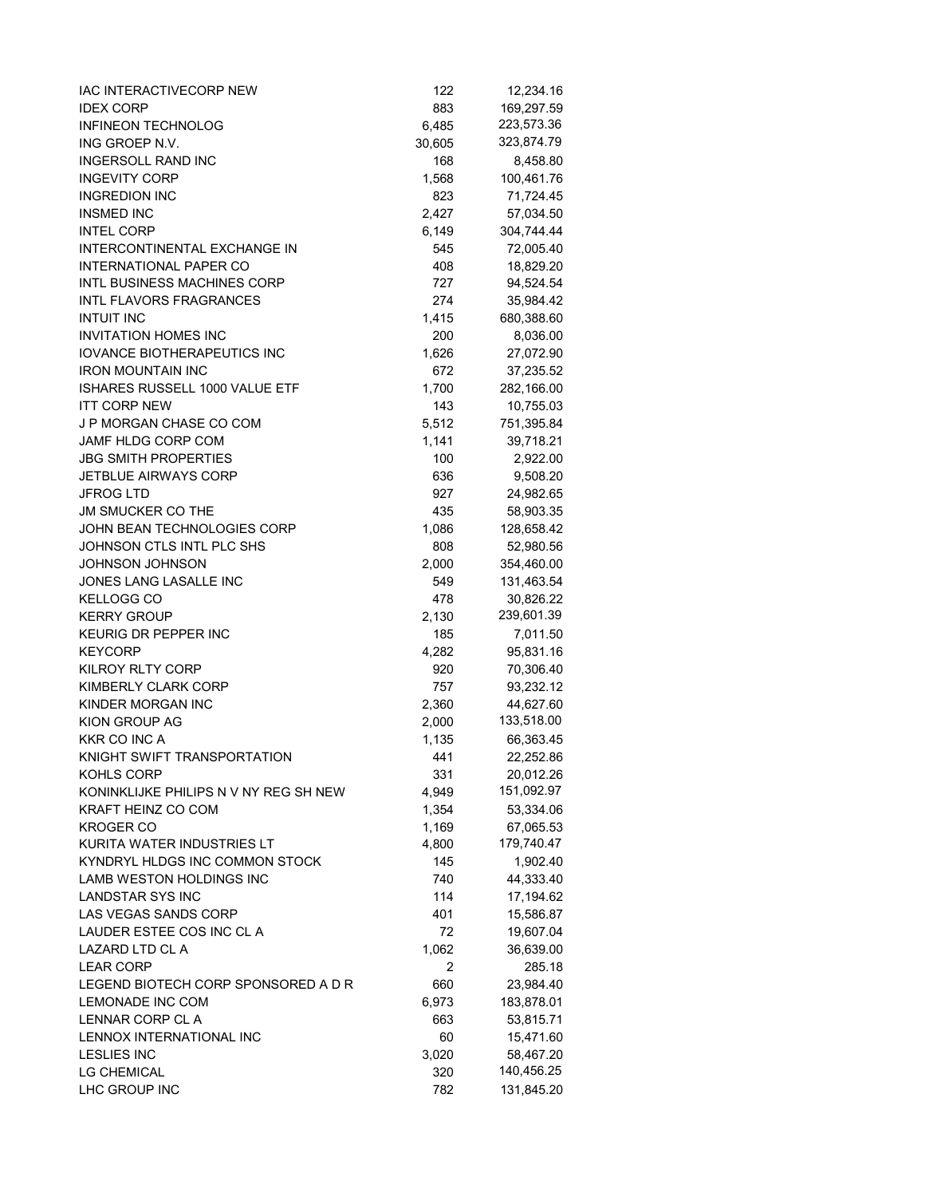| | | |
|---|---|---|
| IAC INTERACTIVECORP NEW | 122 | 12,234.16 |
| IDEX CORP | 883 | 169,297.59 |
| INFINEON TECHNOLOG | 6,485 | 223,573.36 |
| ING GROEP N.V. | 30,605 | 323,874.79 |
| INGERSOLL RAND INC | 168 | 8,458.80 |
| INGEVITY CORP | 1,568 | 100,461.76 |
| INGREDION INC | 823 | 71,724.45 |
| INSMED INC | 2,427 | 57,034.50 |
| INTEL CORP | 6,149 | 304,744.44 |
| INTERCONTINENTAL EXCHANGE IN | 545 | 72,005.40 |
| INTERNATIONAL PAPER CO | 408 | 18,829.20 |
| INTL BUSINESS MACHINES CORP | 727 | 94,524.54 |
| INTL FLAVORS FRAGRANCES | 274 | 35,984.42 |
| INTUIT INC | 1,415 | 680,388.60 |
| INVITATION HOMES INC | 200 | 8,036.00 |
| IOVANCE BIOTHERAPEUTICS INC | 1,626 | 27,072.90 |
| IRON MOUNTAIN INC | 672 | 37,235.52 |
| ISHARES RUSSELL 1000 VALUE ETF | 1,700 | 282,166.00 |
| ITT CORP NEW | 143 | 10,755.03 |
| J P MORGAN CHASE CO COM | 5,512 | 751,395.84 |
| JAMF HLDG CORP COM | 1,141 | 39,718.21 |
| JBG SMITH PROPERTIES | 100 | 2,922.00 |
| JETBLUE AIRWAYS CORP | 636 | 9,508.20 |
| JFROG LTD | 927 | 24,982.65 |
| JM SMUCKER CO THE | 435 | 58,903.35 |
| JOHN BEAN TECHNOLOGIES CORP | 1,086 | 128,658.42 |
| JOHNSON CTLS INTL PLC SHS | 808 | 52,980.56 |
| JOHNSON JOHNSON | 2,000 | 354,460.00 |
| JONES LANG LASALLE INC | 549 | 131,463.54 |
| KELLOGG CO | 478 | 30,826.22 |
| KERRY GROUP | 2,130 | 239,601.39 |
| KEURIG DR PEPPER INC | 185 | 7,011.50 |
| KEYCORP | 4,282 | 95,831.16 |
| KILROY RLTY CORP | 920 | 70,306.40 |
| KIMBERLY CLARK CORP | 757 | 93,232.12 |
| KINDER MORGAN INC | 2,360 | 44,627.60 |
| KION GROUP AG | 2,000 | 133,518.00 |
| KKR CO INC A | 1,135 | 66,363.45 |
| KNIGHT SWIFT TRANSPORTATION | 441 | 22,252.86 |
| KOHLS CORP | 331 | 20,012.26 |
| KONINKLIJKE PHILIPS N V NY REG SH NEW | 4,949 | 151,092.97 |
| KRAFT HEINZ CO COM | 1,354 | 53,334.06 |
| KROGER CO | 1,169 | 67,065.53 |
| KURITA WATER INDUSTRIES LT | 4,800 | 179,740.47 |
| KYNDRYL HLDGS INC COMMON STOCK | 145 | 1,902.40 |
| LAMB WESTON HOLDINGS INC | 740 | 44,333.40 |
| LANDSTAR SYS INC | 114 | 17,194.62 |
| LAS VEGAS SANDS CORP | 401 | 15,586.87 |
| LAUDER ESTEE COS INC CL A | 72 | 19,607.04 |
| LAZARD LTD CL A | 1,062 | 36,639.00 |
| LEAR CORP | 2 | 285.18 |
| LEGEND BIOTECH CORP SPONSORED A D R | 660 | 23,984.40 |
| LEMONADE INC COM | 6,973 | 183,878.01 |
| LENNAR CORP CL A | 663 | 53,815.71 |
| LENNOX INTERNATIONAL INC | 60 | 15,471.60 |
| LESLIES INC | 3,020 | 58,467.20 |
| LG CHEMICAL | 320 | 140,456.25 |
| LHC GROUP INC | 782 | 131,845.20 |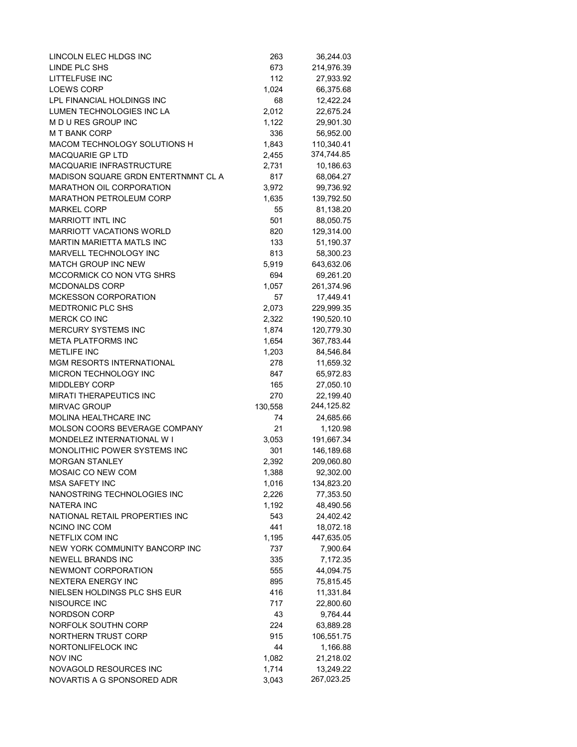| | | |
|---|---|---|
| LINCOLN ELEC HLDGS INC | 263 | 36,244.03 |
| LINDE PLC SHS | 673 | 214,976.39 |
| LITTELFUSE INC | 112 | 27,933.92 |
| LOEWS CORP | 1,024 | 66,375.68 |
| LPL FINANCIAL HOLDINGS INC | 68 | 12,422.24 |
| LUMEN TECHNOLOGIES INC LA | 2,012 | 22,675.24 |
| M D U RES GROUP INC | 1,122 | 29,901.30 |
| M T BANK CORP | 336 | 56,952.00 |
| MACOM TECHNOLOGY SOLUTIONS H | 1,843 | 110,340.41 |
| MACQUARIE GP LTD | 2,455 | 374,744.85 |
| MACQUARIE INFRASTRUCTURE | 2,731 | 10,186.63 |
| MADISON SQUARE GRDN ENTERTNMNT CL A | 817 | 68,064.27 |
| MARATHON OIL CORPORATION | 3,972 | 99,736.92 |
| MARATHON PETROLEUM CORP | 1,635 | 139,792.50 |
| MARKEL CORP | 55 | 81,138.20 |
| MARRIOTT INTL INC | 501 | 88,050.75 |
| MARRIOTT VACATIONS WORLD | 820 | 129,314.00 |
| MARTIN MARIETTA MATLS INC | 133 | 51,190.37 |
| MARVELL TECHNOLOGY INC | 813 | 58,300.23 |
| MATCH GROUP INC NEW | 5,919 | 643,632.06 |
| MCCORMICK CO NON VTG SHRS | 694 | 69,261.20 |
| MCDONALDS CORP | 1,057 | 261,374.96 |
| MCKESSON CORPORATION | 57 | 17,449.41 |
| MEDTRONIC PLC SHS | 2,073 | 229,999.35 |
| MERCK CO INC | 2,322 | 190,520.10 |
| MERCURY SYSTEMS INC | 1,874 | 120,779.30 |
| META PLATFORMS INC | 1,654 | 367,783.44 |
| METLIFE INC | 1,203 | 84,546.84 |
| MGM RESORTS INTERNATIONAL | 278 | 11,659.32 |
| MICRON TECHNOLOGY INC | 847 | 65,972.83 |
| MIDDLEBY CORP | 165 | 27,050.10 |
| MIRATI THERAPEUTICS INC | 270 | 22,199.40 |
| MIRVAC GROUP | 130,558 | 244,125.82 |
| MOLINA HEALTHCARE INC | 74 | 24,685.66 |
| MOLSON COORS BEVERAGE COMPANY | 21 | 1,120.98 |
| MONDELEZ INTERNATIONAL W I | 3,053 | 191,667.34 |
| MONOLITHIC POWER SYSTEMS INC | 301 | 146,189.68 |
| MORGAN STANLEY | 2,392 | 209,060.80 |
| MOSAIC CO NEW COM | 1,388 | 92,302.00 |
| MSA SAFETY INC | 1,016 | 134,823.20 |
| NANOSTRING TECHNOLOGIES INC | 2,226 | 77,353.50 |
| NATERA INC | 1,192 | 48,490.56 |
| NATIONAL RETAIL PROPERTIES INC | 543 | 24,402.42 |
| NCINO INC COM | 441 | 18,072.18 |
| NETFLIX COM INC | 1,195 | 447,635.05 |
| NEW YORK COMMUNITY BANCORP INC | 737 | 7,900.64 |
| NEWELL BRANDS INC | 335 | 7,172.35 |
| NEWMONT CORPORATION | 555 | 44,094.75 |
| NEXTERA ENERGY INC | 895 | 75,815.45 |
| NIELSEN HOLDINGS PLC SHS EUR | 416 | 11,331.84 |
| NISOURCE INC | 717 | 22,800.60 |
| NORDSON CORP | 43 | 9,764.44 |
| NORFOLK SOUTHN CORP | 224 | 63,889.28 |
| NORTHERN TRUST CORP | 915 | 106,551.75 |
| NORTONLIFELOCK INC | 44 | 1,166.88 |
| NOV INC | 1,082 | 21,218.02 |
| NOVAGOLD RESOURCES INC | 1,714 | 13,249.22 |
| NOVARTIS A G SPONSORED ADR | 3,043 | 267,023.25 |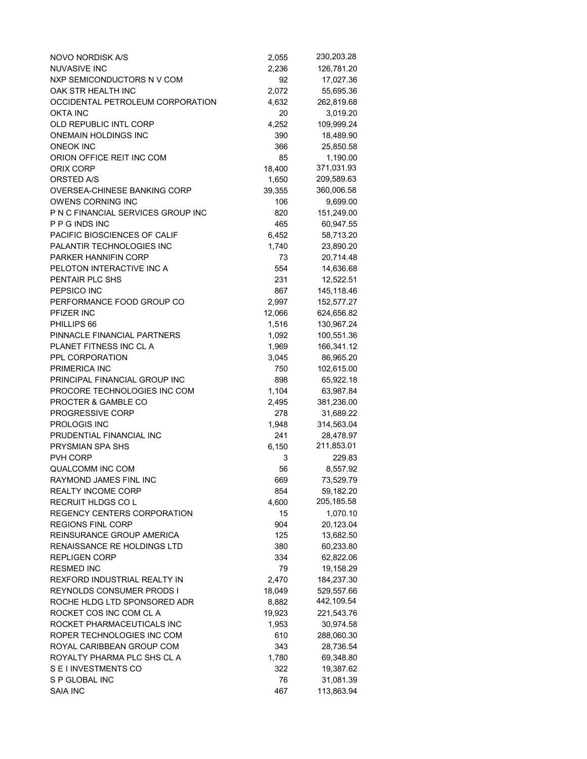| | | |
|---|---|---|
| NOVO NORDISK A/S | 2,055 | 230,203.28 |
| NUVASIVE INC | 2,236 | 126,781.20 |
| NXP SEMICONDUCTORS N V COM | 92 | 17,027.36 |
| OAK STR HEALTH INC | 2,072 | 55,695.36 |
| OCCIDENTAL PETROLEUM CORPORATION | 4,632 | 262,819.68 |
| OKTA INC | 20 | 3,019.20 |
| OLD REPUBLIC INTL CORP | 4,252 | 109,999.24 |
| ONEMAIN HOLDINGS INC | 390 | 18,489.90 |
| ONEOK INC | 366 | 25,850.58 |
| ORION OFFICE REIT INC COM | 85 | 1,190.00 |
| ORIX CORP | 18,400 | 371,031.93 |
| ORSTED A/S | 1,650 | 209,589.63 |
| OVERSEA-CHINESE BANKING CORP | 39,355 | 360,006.58 |
| OWENS CORNING INC | 106 | 9,699.00 |
| P N C FINANCIAL SERVICES GROUP INC | 820 | 151,249.00 |
| P P G INDS INC | 465 | 60,947.55 |
| PACIFIC BIOSCIENCES OF CALIF | 6,452 | 58,713.20 |
| PALANTIR TECHNOLOGIES INC | 1,740 | 23,890.20 |
| PARKER HANNIFIN CORP | 73 | 20,714.48 |
| PELOTON INTERACTIVE INC A | 554 | 14,636.68 |
| PENTAIR PLC SHS | 231 | 12,522.51 |
| PEPSICO INC | 867 | 145,118.46 |
| PERFORMANCE FOOD GROUP CO | 2,997 | 152,577.27 |
| PFIZER INC | 12,066 | 624,656.82 |
| PHILLIPS 66 | 1,516 | 130,967.24 |
| PINNACLE FINANCIAL PARTNERS | 1,092 | 100,551.36 |
| PLANET FITNESS INC CL A | 1,969 | 166,341.12 |
| PPL CORPORATION | 3,045 | 86,965.20 |
| PRIMERICA INC | 750 | 102,615.00 |
| PRINCIPAL FINANCIAL GROUP INC | 898 | 65,922.18 |
| PROCORE TECHNOLOGIES INC COM | 1,104 | 63,987.84 |
| PROCTER & GAMBLE CO | 2,495 | 381,236.00 |
| PROGRESSIVE CORP | 278 | 31,689.22 |
| PROLOGIS INC | 1,948 | 314,563.04 |
| PRUDENTIAL FINANCIAL INC | 241 | 28,478.97 |
| PRYSMIAN SPA SHS | 6,150 | 211,853.01 |
| PVH CORP | 3 | 229.83 |
| QUALCOMM INC COM | 56 | 8,557.92 |
| RAYMOND JAMES FINL INC | 669 | 73,529.79 |
| REALTY INCOME CORP | 854 | 59,182.20 |
| RECRUIT HLDGS CO L | 4,600 | 205,185.58 |
| REGENCY CENTERS CORPORATION | 15 | 1,070.10 |
| REGIONS FINL CORP | 904 | 20,123.04 |
| REINSURANCE GROUP AMERICA | 125 | 13,682.50 |
| RENAISSANCE RE HOLDINGS LTD | 380 | 60,233.80 |
| REPLIGEN CORP | 334 | 62,822.06 |
| RESMED INC | 79 | 19,158.29 |
| REXFORD INDUSTRIAL REALTY IN | 2,470 | 184,237.30 |
| REYNOLDS CONSUMER PRODS I | 18,049 | 529,557.66 |
| ROCHE HLDG LTD SPONSORED ADR | 8,882 | 442,109.54 |
| ROCKET COS INC COM CL A | 19,923 | 221,543.76 |
| ROCKET PHARMACEUTICALS INC | 1,953 | 30,974.58 |
| ROPER TECHNOLOGIES INC COM | 610 | 288,060.30 |
| ROYAL CARIBBEAN GROUP COM | 343 | 28,736.54 |
| ROYALTY PHARMA PLC SHS CL A | 1,780 | 69,348.80 |
| S E I INVESTMENTS CO | 322 | 19,387.62 |
| S P GLOBAL INC | 76 | 31,081.39 |
| SAIA INC | 467 | 113,863.94 |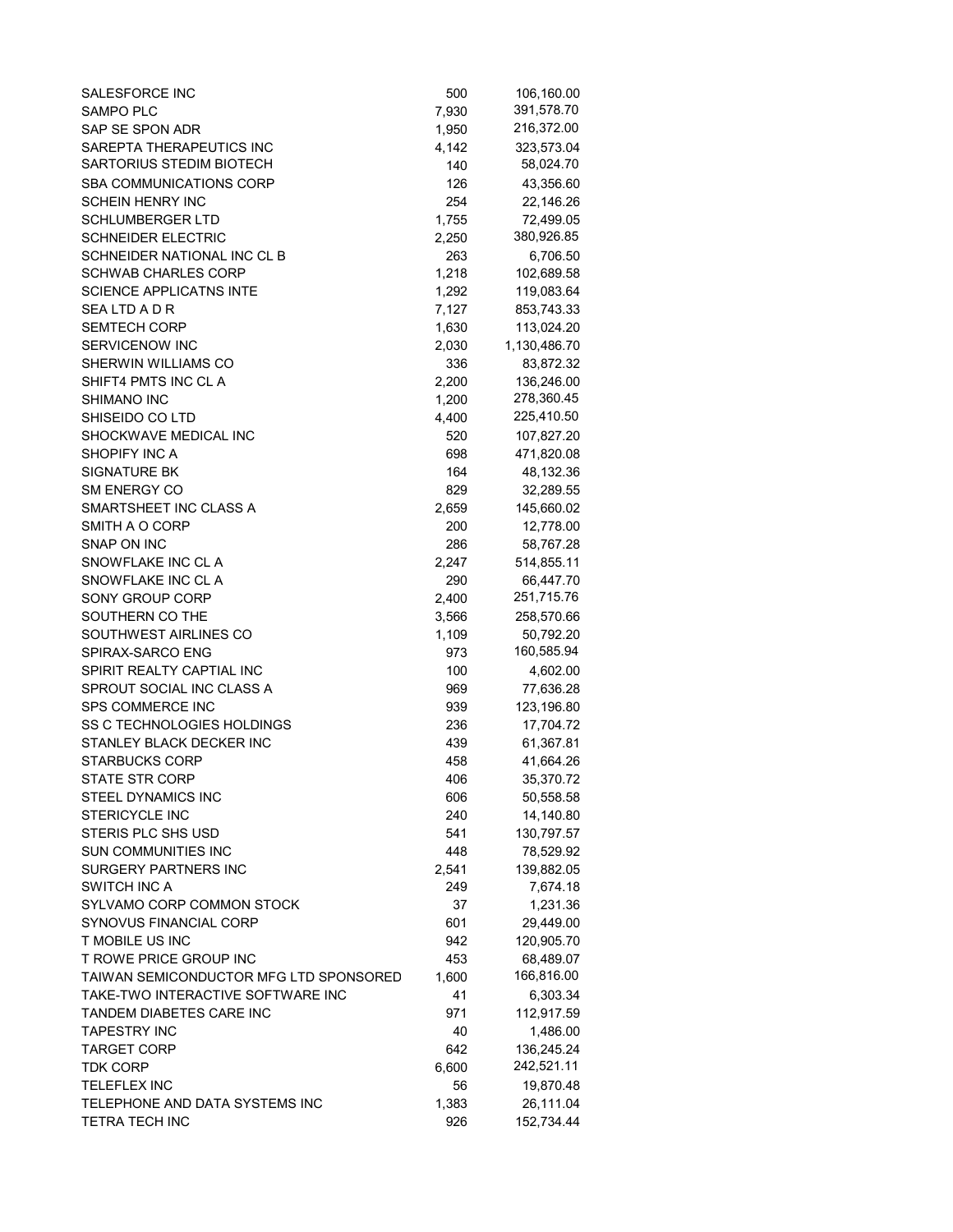| | | |
|---|---|---|
| SALESFORCE INC | 500 | 106,160.00 |
| SAMPO PLC | 7,930 | 391,578.70 |
| SAP SE SPON ADR | 1,950 | 216,372.00 |
| SAREPTA THERAPEUTICS INC | 4,142 | 323,573.04 |
| SARTORIUS STEDIM BIOTECH | 140 | 58,024.70 |
| SBA COMMUNICATIONS CORP | 126 | 43,356.60 |
| SCHEIN HENRY INC | 254 | 22,146.26 |
| SCHLUMBERGER LTD | 1,755 | 72,499.05 |
| SCHNEIDER ELECTRIC | 2,250 | 380,926.85 |
| SCHNEIDER NATIONAL INC CL B | 263 | 6,706.50 |
| SCHWAB CHARLES CORP | 1,218 | 102,689.58 |
| SCIENCE APPLICATNS INTE | 1,292 | 119,083.64 |
| SEA LTD A D R | 7,127 | 853,743.33 |
| SEMTECH CORP | 1,630 | 113,024.20 |
| SERVICENOW INC | 2,030 | 1,130,486.70 |
| SHERWIN WILLIAMS CO | 336 | 83,872.32 |
| SHIFT4 PMTS INC CL A | 2,200 | 136,246.00 |
| SHIMANO INC | 1,200 | 278,360.45 |
| SHISEIDO CO LTD | 4,400 | 225,410.50 |
| SHOCKWAVE MEDICAL INC | 520 | 107,827.20 |
| SHOPIFY INC A | 698 | 471,820.08 |
| SIGNATURE BK | 164 | 48,132.36 |
| SM ENERGY CO | 829 | 32,289.55 |
| SMARTSHEET INC CLASS A | 2,659 | 145,660.02 |
| SMITH A O CORP | 200 | 12,778.00 |
| SNAP ON INC | 286 | 58,767.28 |
| SNOWFLAKE INC CL A | 2,247 | 514,855.11 |
| SNOWFLAKE INC CL A | 290 | 66,447.70 |
| SONY GROUP CORP | 2,400 | 251,715.76 |
| SOUTHERN CO THE | 3,566 | 258,570.66 |
| SOUTHWEST AIRLINES CO | 1,109 | 50,792.20 |
| SPIRAX-SARCO ENG | 973 | 160,585.94 |
| SPIRIT REALTY CAPTIAL INC | 100 | 4,602.00 |
| SPROUT SOCIAL INC CLASS A | 969 | 77,636.28 |
| SPS COMMERCE INC | 939 | 123,196.80 |
| SS C TECHNOLOGIES HOLDINGS | 236 | 17,704.72 |
| STANLEY BLACK DECKER INC | 439 | 61,367.81 |
| STARBUCKS CORP | 458 | 41,664.26 |
| STATE STR CORP | 406 | 35,370.72 |
| STEEL DYNAMICS INC | 606 | 50,558.58 |
| STERICYCLE INC | 240 | 14,140.80 |
| STERIS PLC SHS USD | 541 | 130,797.57 |
| SUN COMMUNITIES INC | 448 | 78,529.92 |
| SURGERY PARTNERS INC | 2,541 | 139,882.05 |
| SWITCH INC A | 249 | 7,674.18 |
| SYLVAMO CORP COMMON STOCK | 37 | 1,231.36 |
| SYNOVUS FINANCIAL CORP | 601 | 29,449.00 |
| T MOBILE US INC | 942 | 120,905.70 |
| T ROWE PRICE GROUP INC | 453 | 68,489.07 |
| TAIWAN SEMICONDUCTOR MFG LTD SPONSORED | 1,600 | 166,816.00 |
| TAKE-TWO INTERACTIVE SOFTWARE INC | 41 | 6,303.34 |
| TANDEM DIABETES CARE INC | 971 | 112,917.59 |
| TAPESTRY INC | 40 | 1,486.00 |
| TARGET CORP | 642 | 136,245.24 |
| TDK CORP | 6,600 | 242,521.11 |
| TELEFLEX INC | 56 | 19,870.48 |
| TELEPHONE AND DATA SYSTEMS INC | 1,383 | 26,111.04 |
| TETRA TECH INC | 926 | 152,734.44 |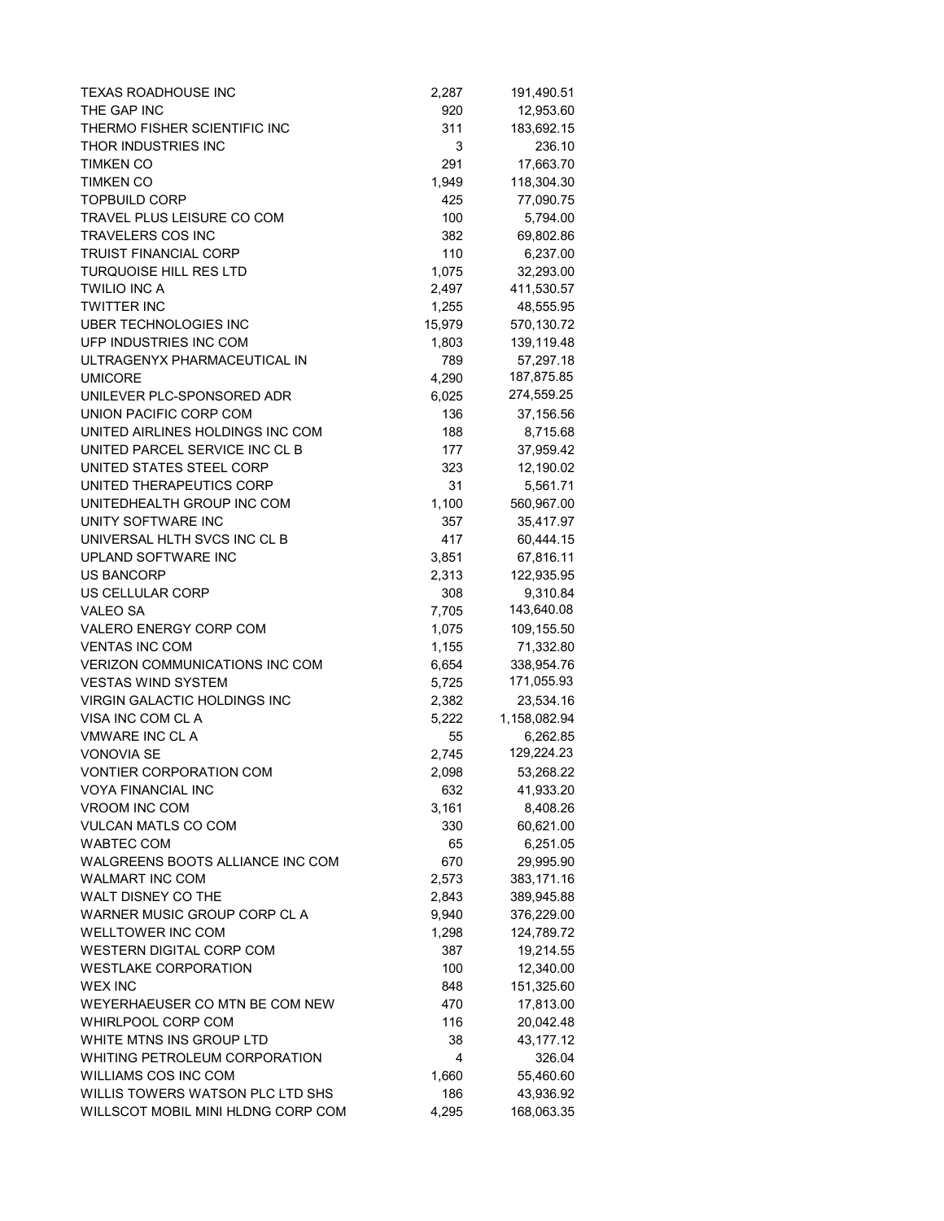| | | |
|---|---|---|
| TEXAS ROADHOUSE INC | 2,287 | 191,490.51 |
| THE GAP INC | 920 | 12,953.60 |
| THERMO FISHER SCIENTIFIC INC | 311 | 183,692.15 |
| THOR INDUSTRIES INC | 3 | 236.10 |
| TIMKEN CO | 291 | 17,663.70 |
| TIMKEN CO | 1,949 | 118,304.30 |
| TOPBUILD CORP | 425 | 77,090.75 |
| TRAVEL PLUS LEISURE CO COM | 100 | 5,794.00 |
| TRAVELERS COS INC | 382 | 69,802.86 |
| TRUIST FINANCIAL CORP | 110 | 6,237.00 |
| TURQUOISE HILL RES LTD | 1,075 | 32,293.00 |
| TWILIO INC A | 2,497 | 411,530.57 |
| TWITTER INC | 1,255 | 48,555.95 |
| UBER TECHNOLOGIES INC | 15,979 | 570,130.72 |
| UFP INDUSTRIES INC COM | 1,803 | 139,119.48 |
| ULTRAGENYX PHARMACEUTICAL IN | 789 | 57,297.18 |
| UMICORE | 4,290 | 187,875.85 |
| UNILEVER PLC-SPONSORED ADR | 6,025 | 274,559.25 |
| UNION PACIFIC CORP COM | 136 | 37,156.56 |
| UNITED AIRLINES HOLDINGS INC COM | 188 | 8,715.68 |
| UNITED PARCEL SERVICE INC CL B | 177 | 37,959.42 |
| UNITED STATES STEEL CORP | 323 | 12,190.02 |
| UNITED THERAPEUTICS CORP | 31 | 5,561.71 |
| UNITEDHEALTH GROUP INC COM | 1,100 | 560,967.00 |
| UNITY SOFTWARE INC | 357 | 35,417.97 |
| UNIVERSAL HLTH SVCS INC CL B | 417 | 60,444.15 |
| UPLAND SOFTWARE INC | 3,851 | 67,816.11 |
| US BANCORP | 2,313 | 122,935.95 |
| US CELLULAR CORP | 308 | 9,310.84 |
| VALEO SA | 7,705 | 143,640.08 |
| VALERO ENERGY CORP COM | 1,075 | 109,155.50 |
| VENTAS INC COM | 1,155 | 71,332.80 |
| VERIZON COMMUNICATIONS INC COM | 6,654 | 338,954.76 |
| VESTAS WIND SYSTEM | 5,725 | 171,055.93 |
| VIRGIN GALACTIC HOLDINGS INC | 2,382 | 23,534.16 |
| VISA INC COM CL A | 5,222 | 1,158,082.94 |
| VMWARE INC CL A | 55 | 6,262.85 |
| VONOVIA SE | 2,745 | 129,224.23 |
| VONTIER CORPORATION COM | 2,098 | 53,268.22 |
| VOYA FINANCIAL INC | 632 | 41,933.20 |
| VROOM INC COM | 3,161 | 8,408.26 |
| VULCAN MATLS CO COM | 330 | 60,621.00 |
| WABTEC COM | 65 | 6,251.05 |
| WALGREENS BOOTS ALLIANCE INC COM | 670 | 29,995.90 |
| WALMART INC COM | 2,573 | 383,171.16 |
| WALT DISNEY CO THE | 2,843 | 389,945.88 |
| WARNER MUSIC GROUP CORP CL A | 9,940 | 376,229.00 |
| WELLTOWER INC COM | 1,298 | 124,789.72 |
| WESTERN DIGITAL CORP COM | 387 | 19,214.55 |
| WESTLAKE CORPORATION | 100 | 12,340.00 |
| WEX INC | 848 | 151,325.60 |
| WEYERHAEUSER CO MTN BE COM NEW | 470 | 17,813.00 |
| WHIRLPOOL CORP COM | 116 | 20,042.48 |
| WHITE MTNS INS GROUP LTD | 38 | 43,177.12 |
| WHITING PETROLEUM CORPORATION | 4 | 326.04 |
| WILLIAMS COS INC COM | 1,660 | 55,460.60 |
| WILLIS TOWERS WATSON PLC LTD SHS | 186 | 43,936.92 |
| WILLSCOT MOBIL MINI HLDNG CORP COM | 4,295 | 168,063.35 |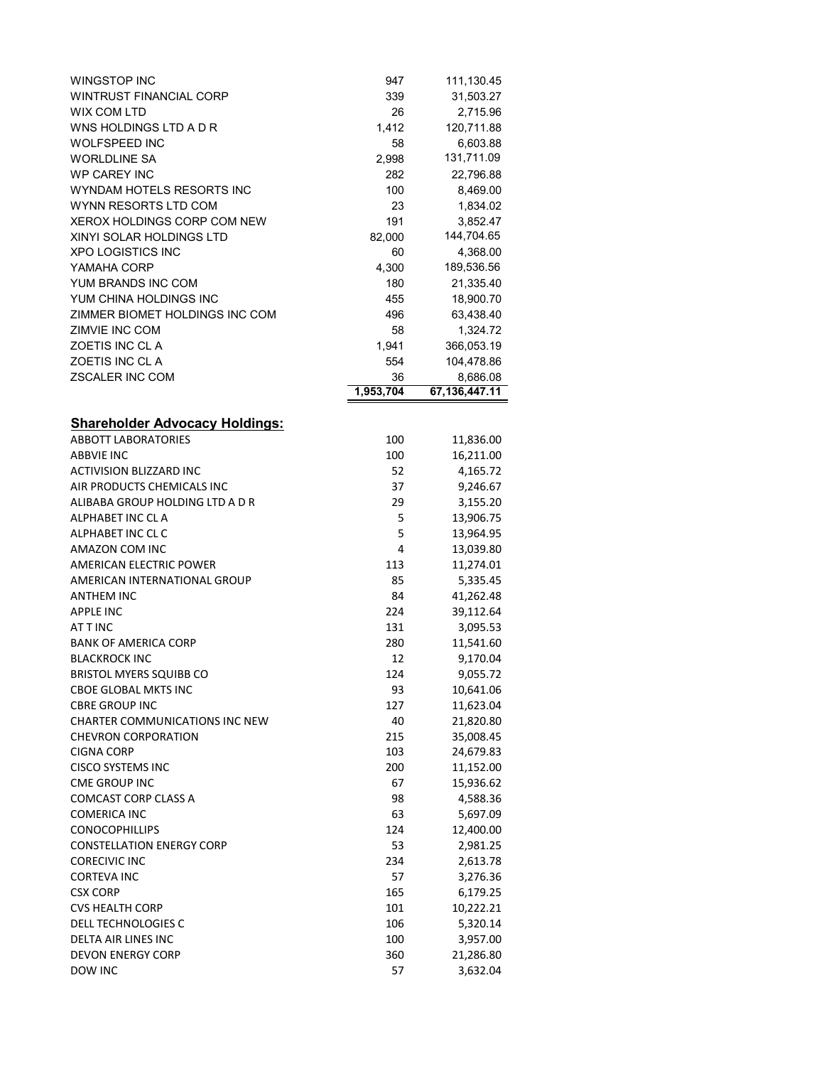| | | |
|---|---|---|
| WINGSTOP INC | 947 | 111,130.45 |
| WINTRUST FINANCIAL CORP | 339 | 31,503.27 |
| WIX COM LTD | 26 | 2,715.96 |
| WNS HOLDINGS LTD A D R | 1,412 | 120,711.88 |
| WOLFSPEED INC | 58 | 6,603.88 |
| WORLDLINE SA | 2,998 | 131,711.09 |
| WP CAREY INC | 282 | 22,796.88 |
| WYNDAM HOTELS RESORTS INC | 100 | 8,469.00 |
| WYNN RESORTS LTD COM | 23 | 1,834.02 |
| XEROX HOLDINGS CORP COM NEW | 191 | 3,852.47 |
| XINYI SOLAR HOLDINGS LTD | 82,000 | 144,704.65 |
| XPO LOGISTICS INC | 60 | 4,368.00 |
| YAMAHA CORP | 4,300 | 189,536.56 |
| YUM BRANDS INC COM | 180 | 21,335.40 |
| YUM CHINA HOLDINGS INC | 455 | 18,900.70 |
| ZIMMER BIOMET HOLDINGS INC COM | 496 | 63,438.40 |
| ZIMVIE INC COM | 58 | 1,324.72 |
| ZOETIS INC CL A | 1,941 | 366,053.19 |
| ZOETIS INC CL A | 554 | 104,478.86 |
| ZSCALER INC COM | 36 | 8,686.08 |
| | **1,953,704** | **67,136,447.11** |

## Shareholder Advocacy Holdings:

| | | |
|---|---|---|
| ABBOTT LABORATORIES | 100 | 11,836.00 |
| ABBVIE INC | 100 | 16,211.00 |
| ACTIVISION BLIZZARD INC | 52 | 4,165.72 |
| AIR PRODUCTS CHEMICALS INC | 37 | 9,246.67 |
| ALIBABA GROUP HOLDING LTD A D R | 29 | 3,155.20 |
| ALPHABET INC CL A | 5 | 13,906.75 |
| ALPHABET INC CL C | 5 | 13,964.95 |
| AMAZON COM INC | 4 | 13,039.80 |
| AMERICAN ELECTRIC POWER | 113 | 11,274.01 |
| AMERICAN INTERNATIONAL GROUP | 85 | 5,335.45 |
| ANTHEM INC | 84 | 41,262.48 |
| APPLE INC | 224 | 39,112.64 |
| AT T INC | 131 | 3,095.53 |
| BANK OF AMERICA CORP | 280 | 11,541.60 |
| BLACKROCK INC | 12 | 9,170.04 |
| BRISTOL MYERS SQUIBB CO | 124 | 9,055.72 |
| CBOE GLOBAL MKTS INC | 93 | 10,641.06 |
| CBRE GROUP INC | 127 | 11,623.04 |
| CHARTER COMMUNICATIONS INC NEW | 40 | 21,820.80 |
| CHEVRON CORPORATION | 215 | 35,008.45 |
| CIGNA CORP | 103 | 24,679.83 |
| CISCO SYSTEMS INC | 200 | 11,152.00 |
| CME GROUP INC | 67 | 15,936.62 |
| COMCAST CORP CLASS A | 98 | 4,588.36 |
| COMERICA INC | 63 | 5,697.09 |
| CONOCOPHILLIPS | 124 | 12,400.00 |
| CONSTELLATION ENERGY CORP | 53 | 2,981.25 |
| CORECIVIC INC | 234 | 2,613.78 |
| CORTEVA INC | 57 | 3,276.36 |
| CSX CORP | 165 | 6,179.25 |
| CVS HEALTH CORP | 101 | 10,222.21 |
| DELL TECHNOLOGIES C | 106 | 5,320.14 |
| DELTA AIR LINES INC | 100 | 3,957.00 |
| DEVON ENERGY CORP | 360 | 21,286.80 |
| DOW INC | 57 | 3,632.04 |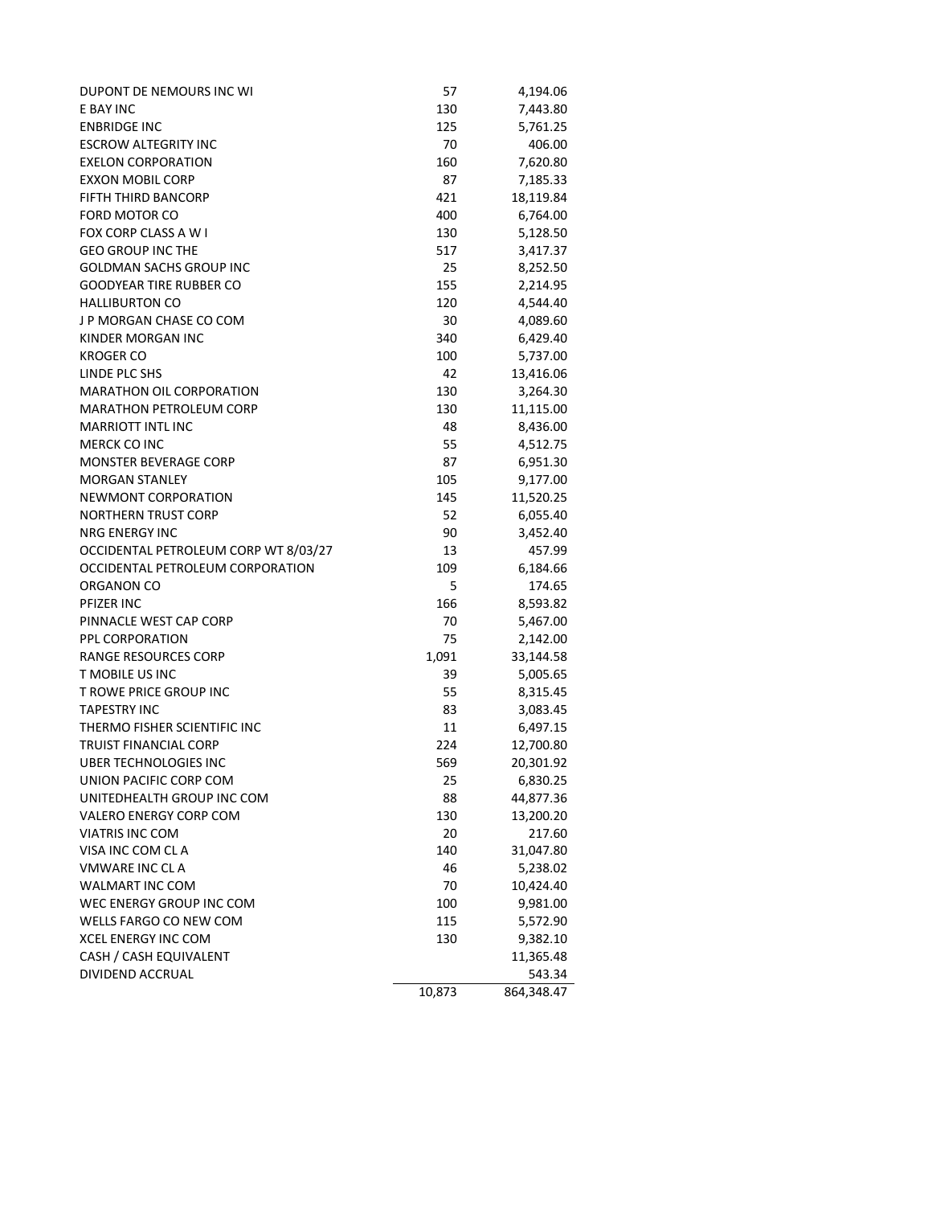| | | |
|---|---|---|
| DUPONT DE NEMOURS INC WI | 57 | 4,194.06 |
| E BAY INC | 130 | 7,443.80 |
| ENBRIDGE INC | 125 | 5,761.25 |
| ESCROW ALTEGRITY INC | 70 | 406.00 |
| EXELON CORPORATION | 160 | 7,620.80 |
| EXXON MOBIL CORP | 87 | 7,185.33 |
| FIFTH THIRD BANCORP | 421 | 18,119.84 |
| FORD MOTOR CO | 400 | 6,764.00 |
| FOX CORP CLASS A W I | 130 | 5,128.50 |
| GEO GROUP INC THE | 517 | 3,417.37 |
| GOLDMAN SACHS GROUP INC | 25 | 8,252.50 |
| GOODYEAR TIRE RUBBER CO | 155 | 2,214.95 |
| HALLIBURTON CO | 120 | 4,544.40 |
| J P MORGAN CHASE CO COM | 30 | 4,089.60 |
| KINDER MORGAN INC | 340 | 6,429.40 |
| KROGER CO | 100 | 5,737.00 |
| LINDE PLC SHS | 42 | 13,416.06 |
| MARATHON OIL CORPORATION | 130 | 3,264.30 |
| MARATHON PETROLEUM CORP | 130 | 11,115.00 |
| MARRIOTT INTL INC | 48 | 8,436.00 |
| MERCK CO INC | 55 | 4,512.75 |
| MONSTER BEVERAGE CORP | 87 | 6,951.30 |
| MORGAN STANLEY | 105 | 9,177.00 |
| NEWMONT CORPORATION | 145 | 11,520.25 |
| NORTHERN TRUST CORP | 52 | 6,055.40 |
| NRG ENERGY INC | 90 | 3,452.40 |
| OCCIDENTAL PETROLEUM CORP WT 8/03/27 | 13 | 457.99 |
| OCCIDENTAL PETROLEUM CORPORATION | 109 | 6,184.66 |
| ORGANON CO | 5 | 174.65 |
| PFIZER INC | 166 | 8,593.82 |
| PINNACLE WEST CAP CORP | 70 | 5,467.00 |
| PPL CORPORATION | 75 | 2,142.00 |
| RANGE RESOURCES CORP | 1,091 | 33,144.58 |
| T MOBILE US INC | 39 | 5,005.65 |
| T ROWE PRICE GROUP INC | 55 | 8,315.45 |
| TAPESTRY INC | 83 | 3,083.45 |
| THERMO FISHER SCIENTIFIC INC | 11 | 6,497.15 |
| TRUIST FINANCIAL CORP | 224 | 12,700.80 |
| UBER TECHNOLOGIES INC | 569 | 20,301.92 |
| UNION PACIFIC CORP COM | 25 | 6,830.25 |
| UNITEDHEALTH GROUP INC COM | 88 | 44,877.36 |
| VALERO ENERGY CORP COM | 130 | 13,200.20 |
| VIATRIS INC COM | 20 | 217.60 |
| VISA INC COM CL A | 140 | 31,047.80 |
| VMWARE INC CL A | 46 | 5,238.02 |
| WALMART INC COM | 70 | 10,424.40 |
| WEC ENERGY GROUP INC COM | 100 | 9,981.00 |
| WELLS FARGO CO NEW COM | 115 | 5,572.90 |
| XCEL ENERGY INC COM | 130 | 9,382.10 |
| CASH / CASH EQUIVALENT | | 11,365.48 |
| DIVIDEND ACCRUAL | | 543.34 |
| | 10,873 | 864,348.47 |